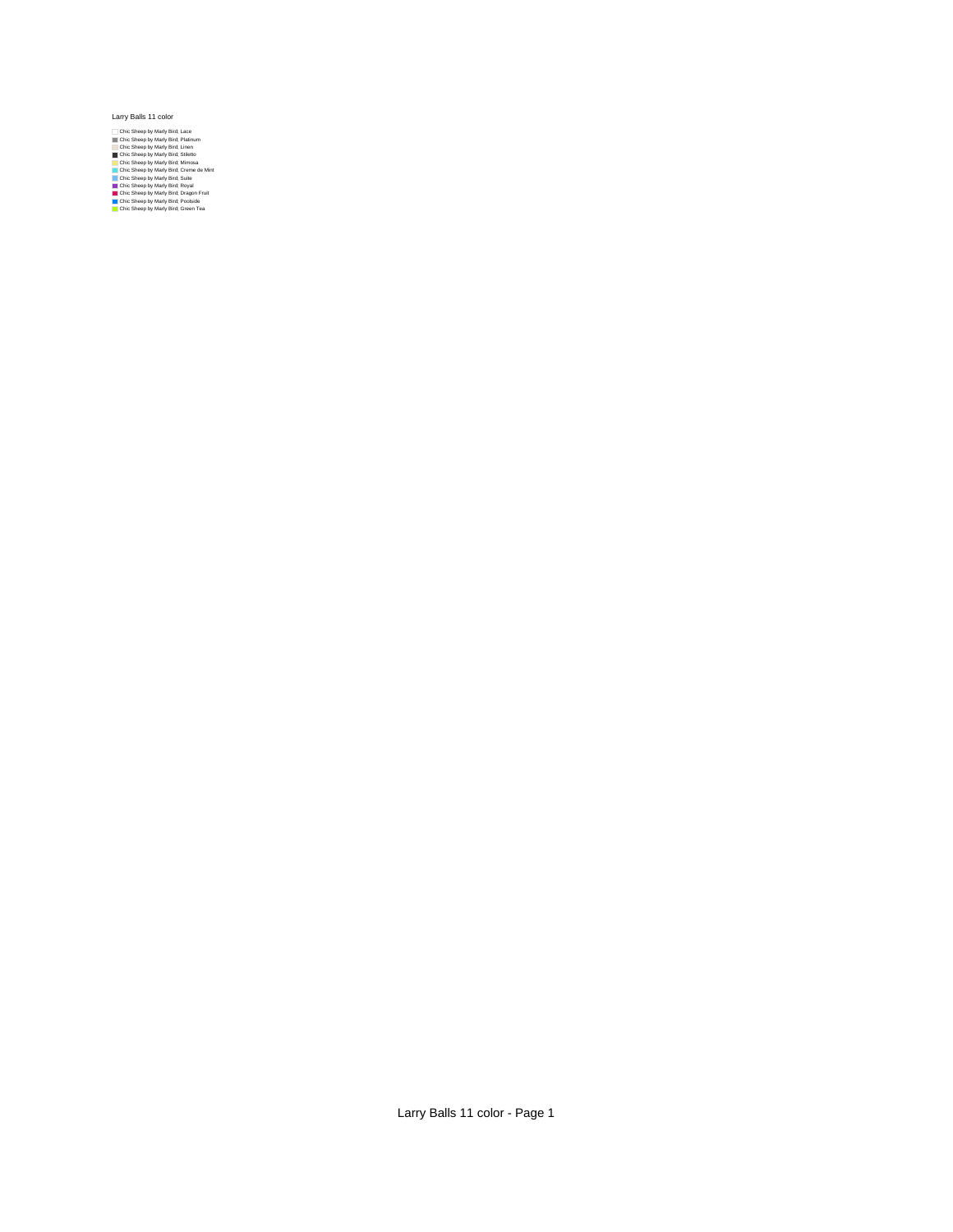Larry Balls 11 color

- Chic Sheep by Marly Bird; Lace
- Chic Sheep by Marly Bird; Platinum
- Chic Sheep by Marly Bird; Linen
- Chic Sheep by Marly Bird; Stiletto
- Chic Sheep by Marly Bird; Mimosa
- Chic Sheep by Marly Bird; Creme de Mint
- Chic Sheep by Marly Bird; Suite
- Chic Sheep by Marly Bird; Royal
- Chic Sheep by Marly Bird; Dragon Fruit
- Chic Sheep by Marly Bird; Poolside
- Chic Sheep by Marly Bird; Green Tea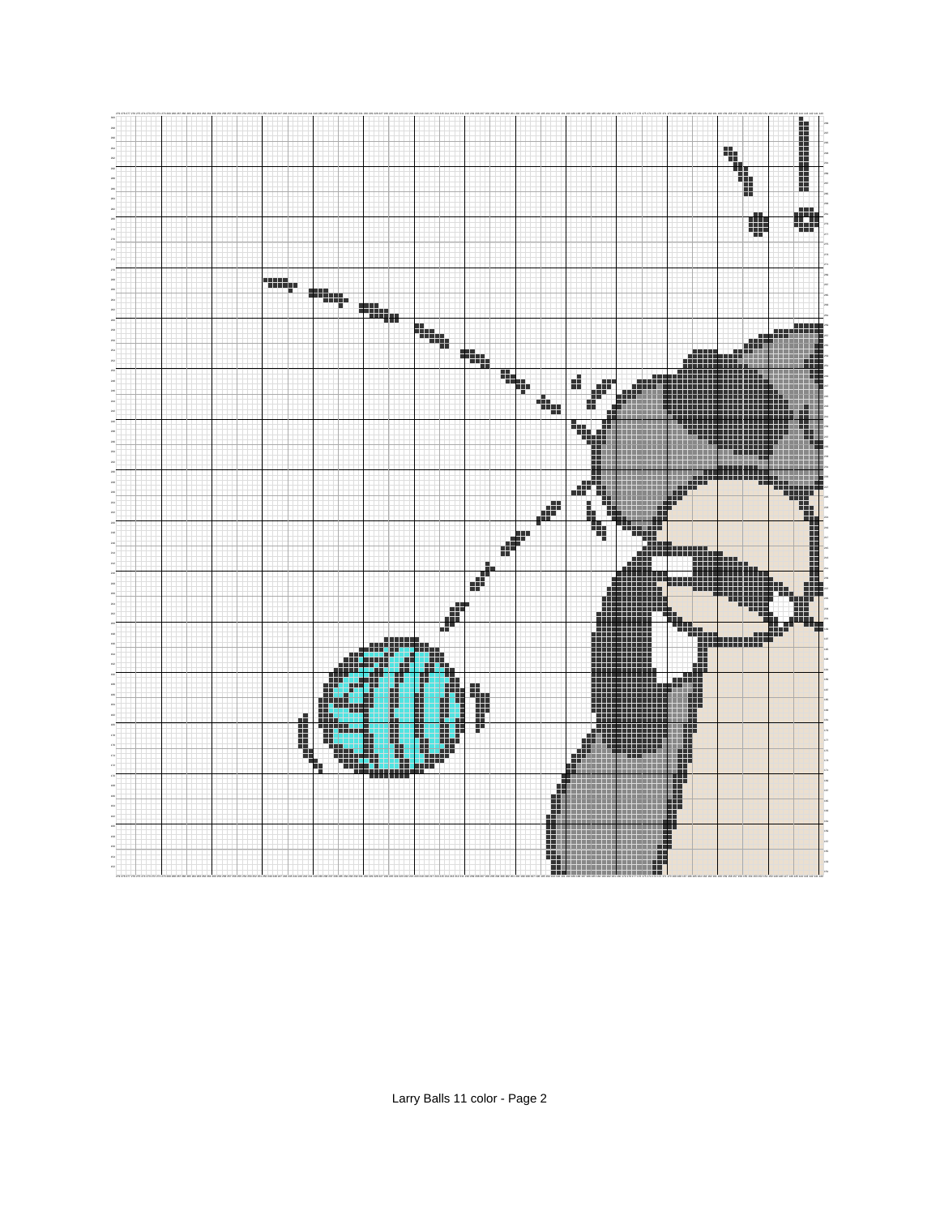Larry Balls 11 color - Page 2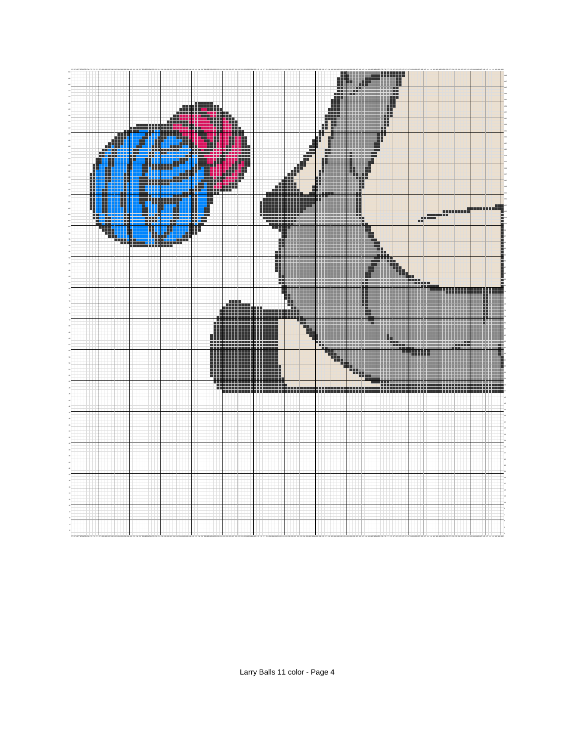Larry Balls 11 color - Page 4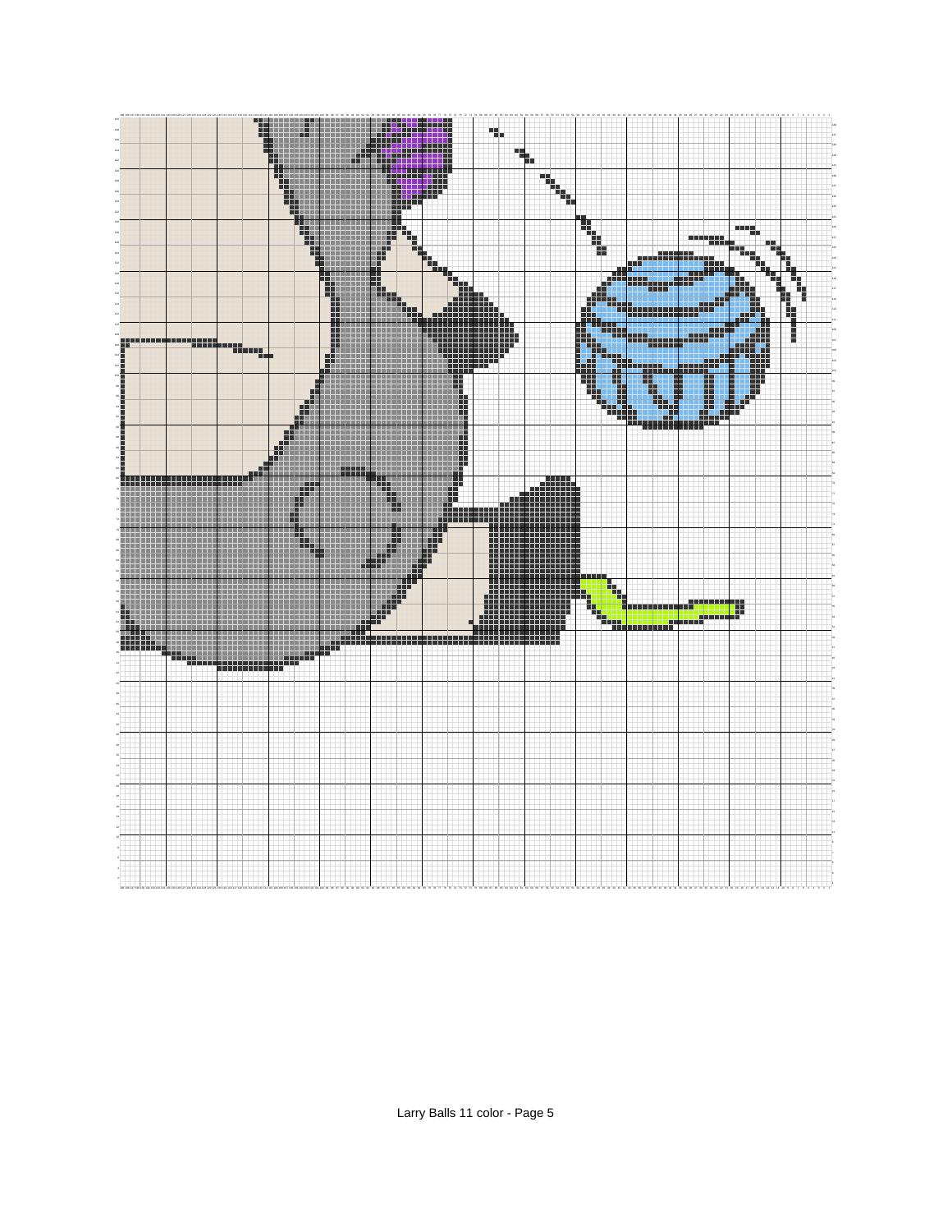Larry Balls 11 color - Page 5